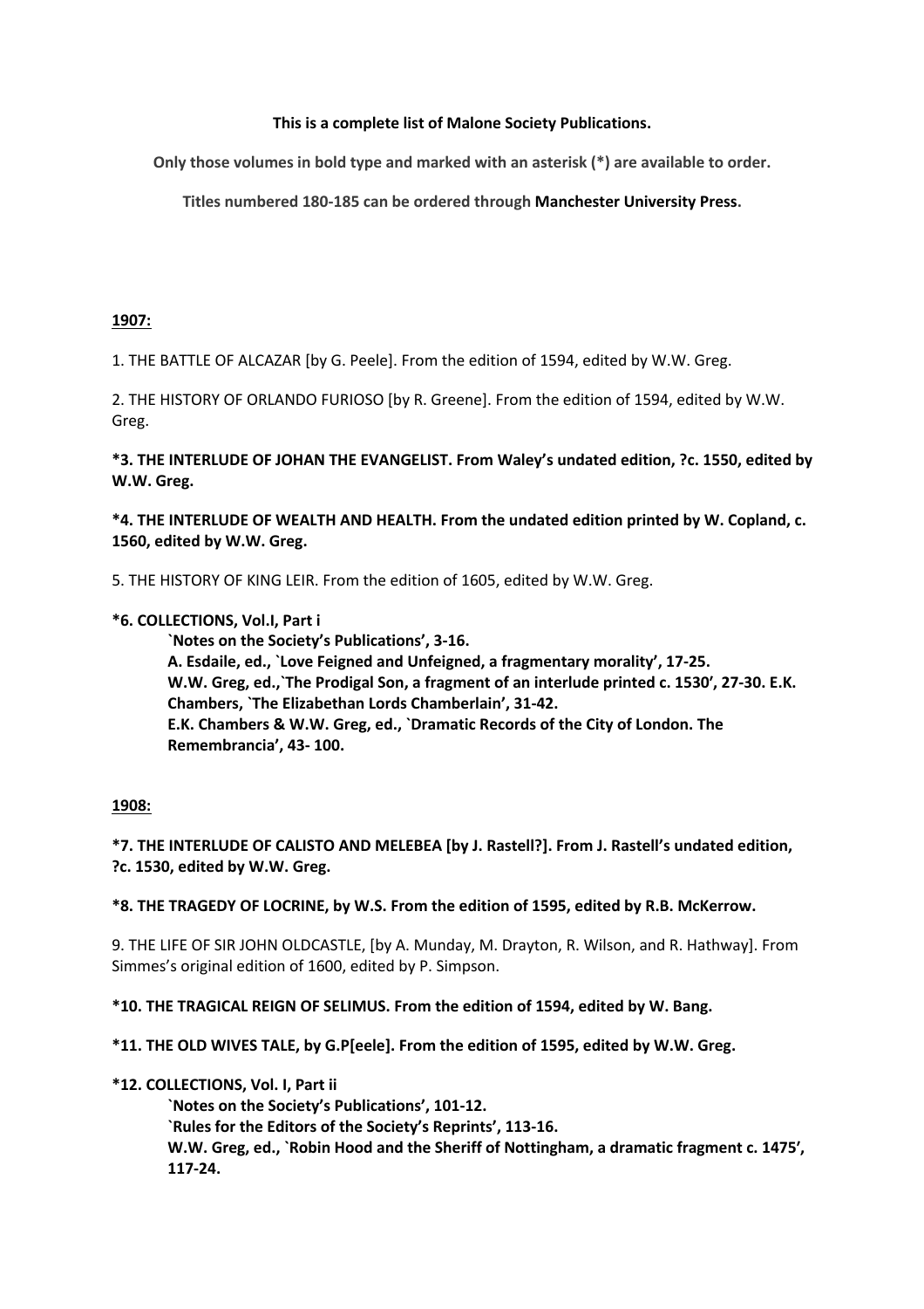**This is a complete list of Malone Society Publications.**

**Only those volumes in bold type and marked with an asterisk (*) are available to order.**

**Titles numbered 180-185 can be ordered through Manchester University Press.**

**1907:**

1. THE BATTLE OF ALCAZAR [by G. Peele]. From the edition of 1594, edited by W.W. Greg.

2. THE HISTORY OF ORLANDO FURIOSO [by R. Greene]. From the edition of 1594, edited by W.W. Greg.

**\*3. THE INTERLUDE OF JOHAN THE EVANGELIST. From Waley's undated edition, ?c. 1550, edited by W.W. Greg.**

**\*4. THE INTERLUDE OF WEALTH AND HEALTH. From the undated edition printed by W. Copland, c. 1560, edited by W.W. Greg.**

5. THE HISTORY OF KING LEIR. From the edition of 1605, edited by W.W. Greg.

**\*6. COLLECTIONS, Vol.I, Part i**

> **`Notes on the Society's Publications', 3-16.**
> **A. Esdaile, ed., `Love Feigned and Unfeigned, a fragmentary morality', 17-25.**
> **W.W. Greg, ed.,`The Prodigal Son, a fragment of an interlude printed c. 1530', 27-30. E.K. Chambers, `The Elizabethan Lords Chamberlain', 31-42.**
> **E.K. Chambers & W.W. Greg, ed., `Dramatic Records of the City of London. The Remembrancia', 43- 100.**

**1908:**

**\*7. THE INTERLUDE OF CALISTO AND MELEBEA [by J. Rastell?]. From J. Rastell's undated edition, ?c. 1530, edited by W.W. Greg.**

**\*8. THE TRAGEDY OF LOCRINE, by W.S. From the edition of 1595, edited by R.B. McKerrow.**

9. THE LIFE OF SIR JOHN OLDCASTLE, [by A. Munday, M. Drayton, R. Wilson, and R. Hathway]. From Simmes's original edition of 1600, edited by P. Simpson.

**\*10. THE TRAGICAL REIGN OF SELIMUS. From the edition of 1594, edited by W. Bang.**

**\*11. THE OLD WIVES TALE, by G.P[eele]. From the edition of 1595, edited by W.W. Greg.**

**\*12. COLLECTIONS, Vol. I, Part ii**

> **`Notes on the Society's Publications', 101-12.**
> **`Rules for the Editors of the Society's Reprints', 113-16.**
> **W.W. Greg, ed., `Robin Hood and the Sheriff of Nottingham, a dramatic fragment c. 1475', 117-24.**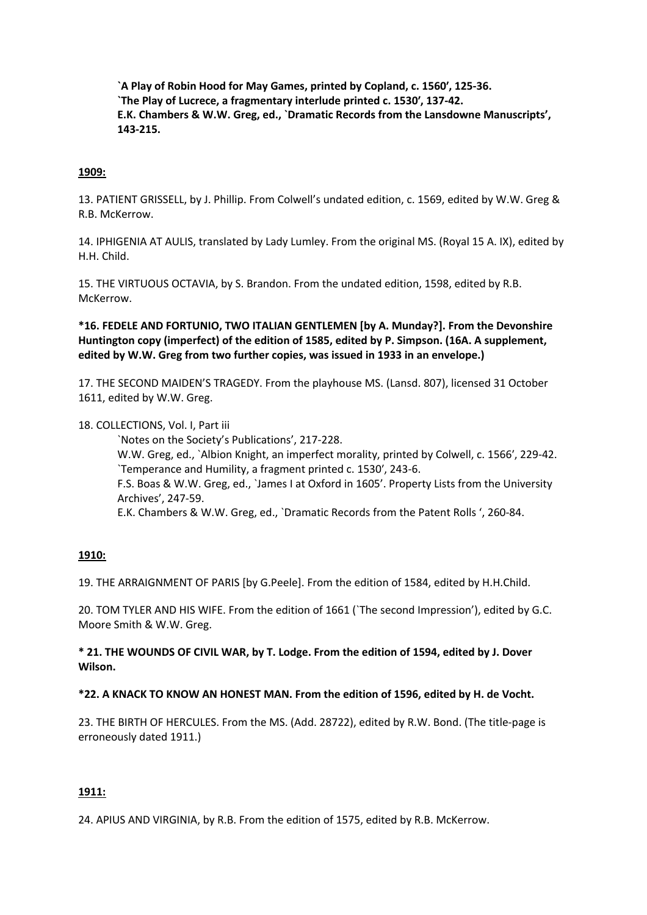**`A Play of Robin Hood for May Games, printed by Copland, c. 1560', 125-36.**
**`The Play of Lucrece, a fragmentary interlude printed c. 1530', 137-42.**
**E.K. Chambers & W.W. Greg, ed., `Dramatic Records from the Lansdowne Manuscripts', 143-215.**

**1909:**

13. PATIENT GRISSELL, by J. Phillip. From Colwell's undated edition, c. 1569, edited by W.W. Greg & R.B. McKerrow.

14. IPHIGENIA AT AULIS, translated by Lady Lumley. From the original MS. (Royal 15 A. IX), edited by H.H. Child.

15. THE VIRTUOUS OCTAVIA, by S. Brandon. From the undated edition, 1598, edited by R.B. McKerrow.

**\*16. FEDELE AND FORTUNIO, TWO ITALIAN GENTLEMEN [by A. Munday?]. From the Devonshire Huntington copy (imperfect) of the edition of 1585, edited by P. Simpson. (16A. A supplement, edited by W.W. Greg from two further copies, was issued in 1933 in an envelope.)**

17. THE SECOND MAIDEN'S TRAGEDY. From the playhouse MS. (Lansd. 807), licensed 31 October 1611, edited by W.W. Greg.

18. COLLECTIONS, Vol. I, Part iii
  `Notes on the Society's Publications', 217-228.
  W.W. Greg, ed., `Albion Knight, an imperfect morality, printed by Colwell, c. 1566', 229-42.
  `Temperance and Humility, a fragment printed c. 1530', 243-6.
  F.S. Boas & W.W. Greg, ed., `James I at Oxford in 1605'. Property Lists from the University Archives', 247-59.
  E.K. Chambers & W.W. Greg, ed., `Dramatic Records from the Patent Rolls ', 260-84.

**1910:**

19. THE ARRAIGNMENT OF PARIS [by G.Peele]. From the edition of 1584, edited by H.H.Child.

20. TOM TYLER AND HIS WIFE. From the edition of 1661 (`The second Impression'), edited by G.C. Moore Smith & W.W. Greg.

**\* 21. THE WOUNDS OF CIVIL WAR, by T. Lodge. From the edition of 1594, edited by J. Dover Wilson.**

**\*22. A KNACK TO KNOW AN HONEST MAN. From the edition of 1596, edited by H. de Vocht.**

23. THE BIRTH OF HERCULES. From the MS. (Add. 28722), edited by R.W. Bond. (The title-page is erroneously dated 1911.)

**1911:**

24. APIUS AND VIRGINIA, by R.B. From the edition of 1575, edited by R.B. McKerrow.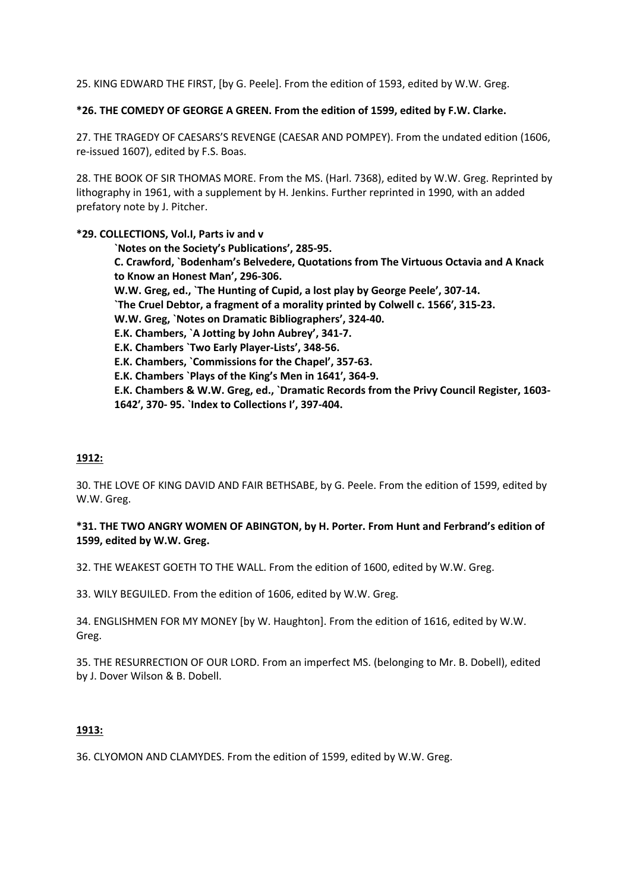25. KING EDWARD THE FIRST, [by G. Peele]. From the edition of 1593, edited by W.W. Greg.

**\*26. THE COMEDY OF GEORGE A GREEN. From the edition of 1599, edited by F.W. Clarke.**

27. THE TRAGEDY OF CAESARS'S REVENGE (CAESAR AND POMPEY). From the undated edition (1606, re-issued 1607), edited by F.S. Boas.

28. THE BOOK OF SIR THOMAS MORE. From the MS. (Harl. 7368), edited by W.W. Greg. Reprinted by lithography in 1961, with a supplement by H. Jenkins. Further reprinted in 1990, with an added prefatory note by J. Pitcher.

**\*29. COLLECTIONS, Vol.I, Parts iv and v**

> **`Notes on the Society's Publications', 285-95.**
> **C. Crawford, `Bodenham's Belvedere, Quotations from The Virtuous Octavia and A Knack to Know an Honest Man', 296-306.**
> **W.W. Greg, ed., `The Hunting of Cupid, a lost play by George Peele', 307-14.**
> **`The Cruel Debtor, a fragment of a morality printed by Colwell c. 1566', 315-23.**
> **W.W. Greg, `Notes on Dramatic Bibliographers', 324-40.**
> **E.K. Chambers, `A Jotting by John Aubrey', 341-7.**
> **E.K. Chambers `Two Early Player-Lists', 348-56.**
> **E.K. Chambers, `Commissions for the Chapel', 357-63.**
> **E.K. Chambers `Plays of the King's Men in 1641', 364-9.**
> **E.K. Chambers & W.W. Greg, ed., `Dramatic Records from the Privy Council Register, 1603-1642', 370- 95. `Index to Collections I', 397-404.**

## 1912:

30. THE LOVE OF KING DAVID AND FAIR BETHSABE, by G. Peele. From the edition of 1599, edited by W.W. Greg.

**\*31. THE TWO ANGRY WOMEN OF ABINGTON, by H. Porter. From Hunt and Ferbrand's edition of 1599, edited by W.W. Greg.**

32. THE WEAKEST GOETH TO THE WALL. From the edition of 1600, edited by W.W. Greg.

33. WILY BEGUILED. From the edition of 1606, edited by W.W. Greg.

34. ENGLISHMEN FOR MY MONEY [by W. Haughton]. From the edition of 1616, edited by W.W. Greg.

35. THE RESURRECTION OF OUR LORD. From an imperfect MS. (belonging to Mr. B. Dobell), edited by J. Dover Wilson & B. Dobell.

## 1913:

36. CLYOMON AND CLAMYDES. From the edition of 1599, edited by W.W. Greg.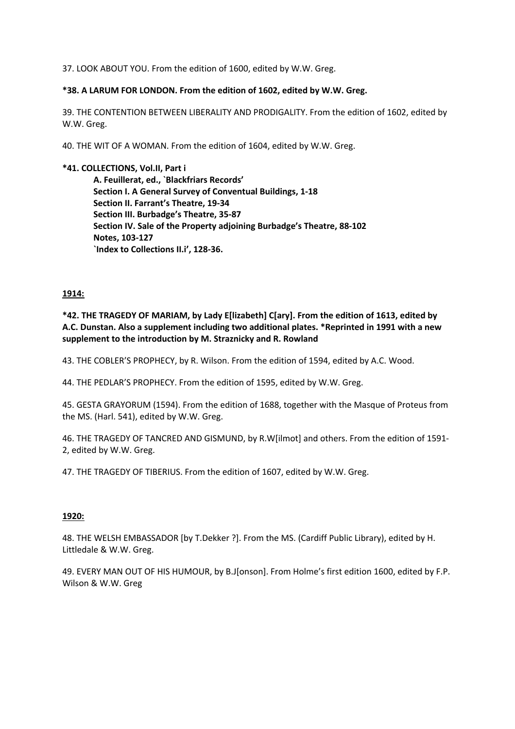37. LOOK ABOUT YOU. From the edition of 1600, edited by W.W. Greg.

**\*38. A LARUM FOR LONDON. From the edition of 1602, edited by W.W. Greg.**

39. THE CONTENTION BETWEEN LIBERALITY AND PRODIGALITY. From the edition of 1602, edited by W.W. Greg.

40. THE WIT OF A WOMAN. From the edition of 1604, edited by W.W. Greg.

**\*41. COLLECTIONS, Vol.II, Part i**

> **A. Feuillerat, ed., `Blackfriars Records'**
> **Section I. A General Survey of Conventual Buildings, 1-18**
> **Section II. Farrant's Theatre, 19-34**
> **Section III. Burbadge's Theatre, 35-87**
> **Section IV. Sale of the Property adjoining Burbadge's Theatre, 88-102**
> **Notes, 103-127**
> **`Index to Collections II.i', 128-36.**

**<u>1914:</u>**

**\*42. THE TRAGEDY OF MARIAM, by Lady E[lizabeth] C[ary]. From the edition of 1613, edited by A.C. Dunstan. Also a supplement including two additional plates. \*Reprinted in 1991 with a new supplement to the introduction by M. Straznicky and R. Rowland**

43. THE COBLER'S PROPHECY, by R. Wilson. From the edition of 1594, edited by A.C. Wood.

44. THE PEDLAR'S PROPHECY. From the edition of 1595, edited by W.W. Greg.

45. GESTA GRAYORUM (1594). From the edition of 1688, together with the Masque of Proteus from the MS. (Harl. 541), edited by W.W. Greg.

46. THE TRAGEDY OF TANCRED AND GISMUND, by R.W[ilmot] and others. From the edition of 1591-2, edited by W.W. Greg.

47. THE TRAGEDY OF TIBERIUS. From the edition of 1607, edited by W.W. Greg.

**<u>1920:</u>**

48. THE WELSH EMBASSADOR [by T.Dekker ?]. From the MS. (Cardiff Public Library), edited by H. Littledale & W.W. Greg.

49. EVERY MAN OUT OF HIS HUMOUR, by B.J[onson]. From Holme's first edition 1600, edited by F.P. Wilson & W.W. Greg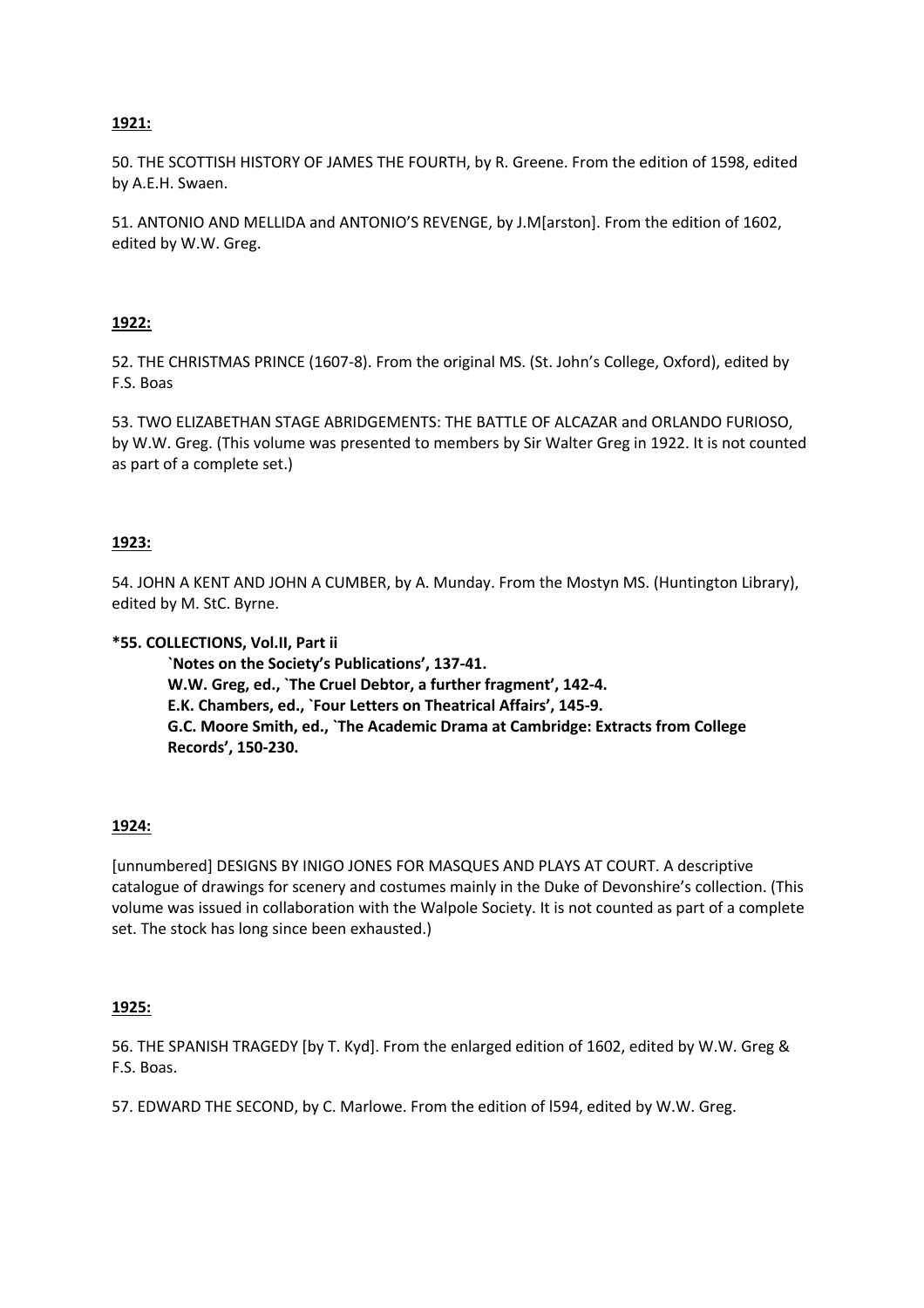**1921:**

50. THE SCOTTISH HISTORY OF JAMES THE FOURTH, by R. Greene. From the edition of 1598, edited by A.E.H. Swaen.

51. ANTONIO AND MELLIDA and ANTONIO'S REVENGE, by J.M[arston]. From the edition of 1602, edited by W.W. Greg.

**1922:**

52. THE CHRISTMAS PRINCE (1607-8). From the original MS. (St. John's College, Oxford), edited by F.S. Boas

53. TWO ELIZABETHAN STAGE ABRIDGEMENTS: THE BATTLE OF ALCAZAR and ORLANDO FURIOSO, by W.W. Greg. (This volume was presented to members by Sir Walter Greg in 1922. It is not counted as part of a complete set.)

**1923:**

54. JOHN A KENT AND JOHN A CUMBER, by A. Munday. From the Mostyn MS. (Huntington Library), edited by M. StC. Byrne.

**\*55. COLLECTIONS, Vol.II, Part ii**

> **`Notes on the Society's Publications', 137-41.**
> **W.W. Greg, ed., `The Cruel Debtor, a further fragment', 142-4.**
> **E.K. Chambers, ed., `Four Letters on Theatrical Affairs', 145-9.**
> **G.C. Moore Smith, ed., `The Academic Drama at Cambridge: Extracts from College Records', 150-230.**

**1924:**

[unnumbered] DESIGNS BY INIGO JONES FOR MASQUES AND PLAYS AT COURT. A descriptive catalogue of drawings for scenery and costumes mainly in the Duke of Devonshire's collection. (This volume was issued in collaboration with the Walpole Society. It is not counted as part of a complete set. The stock has long since been exhausted.)

**1925:**

56. THE SPANISH TRAGEDY [by T. Kyd]. From the enlarged edition of 1602, edited by W.W. Greg & F.S. Boas.

57. EDWARD THE SECOND, by C. Marlowe. From the edition of l594, edited by W.W. Greg.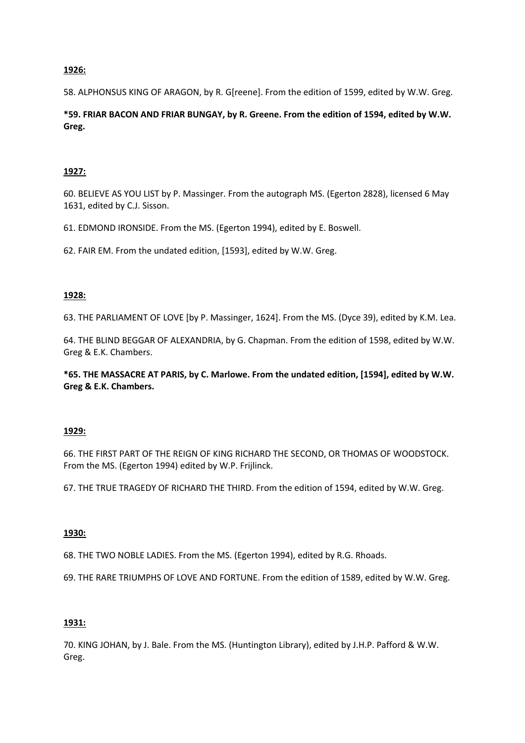**1926:**

58. ALPHONSUS KING OF ARAGON, by R. G[reene]. From the edition of 1599, edited by W.W. Greg.

**\*59. FRIAR BACON AND FRIAR BUNGAY, by R. Greene. From the edition of 1594, edited by W.W. Greg.**

**1927:**

60. BELIEVE AS YOU LIST by P. Massinger. From the autograph MS. (Egerton 2828), licensed 6 May 1631, edited by C.J. Sisson.

61. EDMOND IRONSIDE. From the MS. (Egerton 1994), edited by E. Boswell.

62. FAIR EM. From the undated edition, [1593], edited by W.W. Greg.

**1928:**

63. THE PARLIAMENT OF LOVE [by P. Massinger, 1624]. From the MS. (Dyce 39), edited by K.M. Lea.

64. THE BLIND BEGGAR OF ALEXANDRIA, by G. Chapman. From the edition of 1598, edited by W.W. Greg & E.K. Chambers.

**\*65. THE MASSACRE AT PARIS, by C. Marlowe. From the undated edition, [1594], edited by W.W. Greg & E.K. Chambers.**

**1929:**

66. THE FIRST PART OF THE REIGN OF KING RICHARD THE SECOND, OR THOMAS OF WOODSTOCK. From the MS. (Egerton 1994) edited by W.P. Frijlinck.

67. THE TRUE TRAGEDY OF RICHARD THE THIRD. From the edition of 1594, edited by W.W. Greg.

**1930:**

68. THE TWO NOBLE LADIES. From the MS. (Egerton 1994), edited by R.G. Rhoads.

69. THE RARE TRIUMPHS OF LOVE AND FORTUNE. From the edition of 1589, edited by W.W. Greg.

**1931:**

70. KING JOHAN, by J. Bale. From the MS. (Huntington Library), edited by J.H.P. Pafford & W.W. Greg.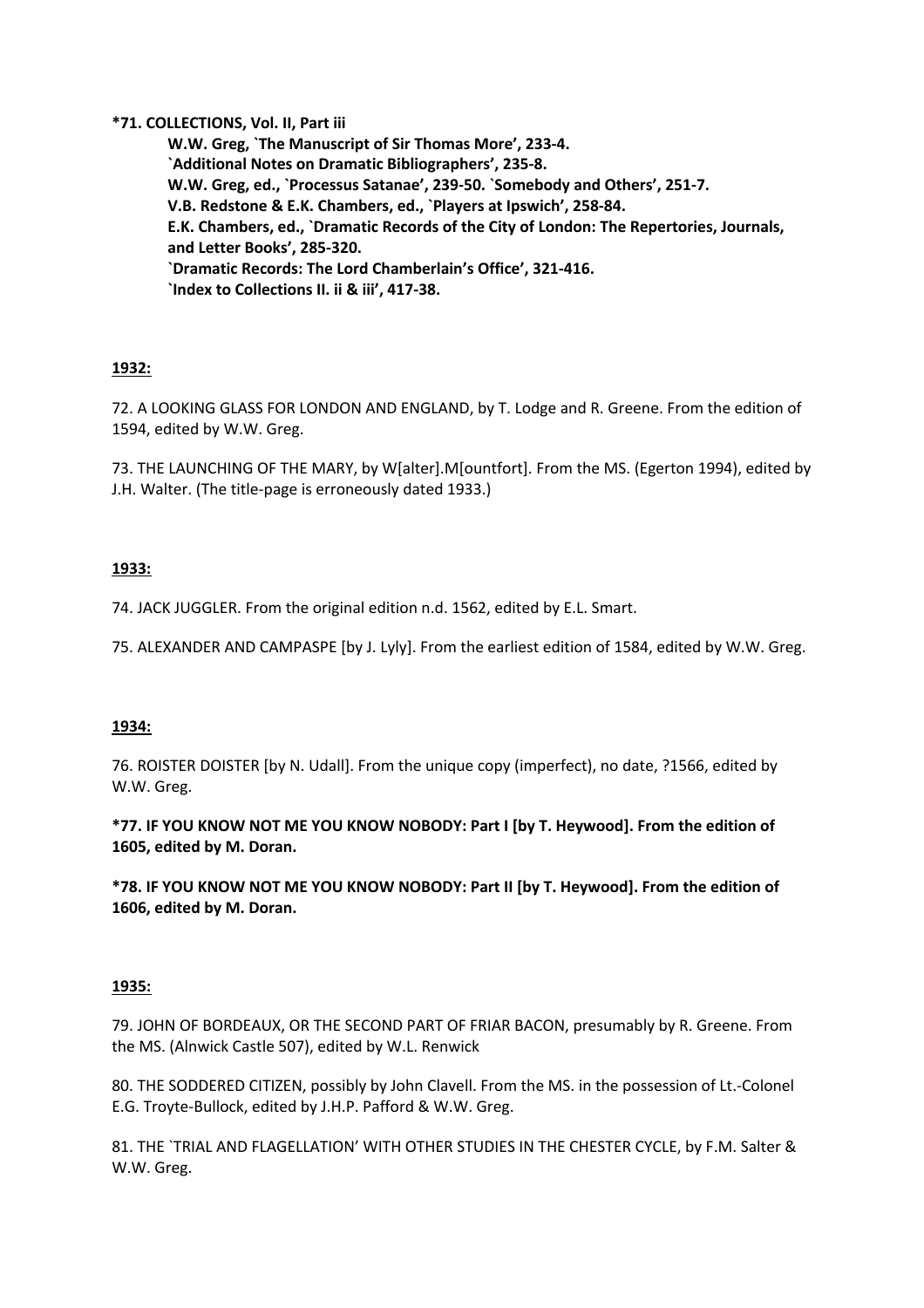**\*71. COLLECTIONS, Vol. II, Part iii**

> **W.W. Greg, `The Manuscript of Sir Thomas More', 233-4.**
> **`Additional Notes on Dramatic Bibliographers', 235-8.**
> **W.W. Greg, ed., `Processus Satanae', 239-50. `Somebody and Others', 251-7.**
> **V.B. Redstone & E.K. Chambers, ed., `Players at Ipswich', 258-84.**
> **E.K. Chambers, ed., `Dramatic Records of the City of London: The Repertories, Journals, and Letter Books', 285-320.**
> **`Dramatic Records: The Lord Chamberlain's Office', 321-416.**
> **`Index to Collections II. ii & iii', 417-38.**

## 1932:

72. A LOOKING GLASS FOR LONDON AND ENGLAND, by T. Lodge and R. Greene. From the edition of 1594, edited by W.W. Greg.

73. THE LAUNCHING OF THE MARY, by W[alter].M[ountfort]. From the MS. (Egerton 1994), edited by J.H. Walter. (The title-page is erroneously dated 1933.)

## 1933:

74. JACK JUGGLER. From the original edition n.d. 1562, edited by E.L. Smart.

75. ALEXANDER AND CAMPASPE [by J. Lyly]. From the earliest edition of 1584, edited by W.W. Greg.

## 1934:

76. ROISTER DOISTER [by N. Udall]. From the unique copy (imperfect), no date, ?1566, edited by W.W. Greg.

**\*77. IF YOU KNOW NOT ME YOU KNOW NOBODY: Part I [by T. Heywood]. From the edition of 1605, edited by M. Doran.**

**\*78. IF YOU KNOW NOT ME YOU KNOW NOBODY: Part II [by T. Heywood]. From the edition of 1606, edited by M. Doran.**

## 1935:

79. JOHN OF BORDEAUX, OR THE SECOND PART OF FRIAR BACON, presumably by R. Greene. From the MS. (Alnwick Castle 507), edited by W.L. Renwick

80. THE SODDERED CITIZEN, possibly by John Clavell. From the MS. in the possession of Lt.-Colonel E.G. Troyte-Bullock, edited by J.H.P. Pafford & W.W. Greg.

81. THE `TRIAL AND FLAGELLATION' WITH OTHER STUDIES IN THE CHESTER CYCLE, by F.M. Salter & W.W. Greg.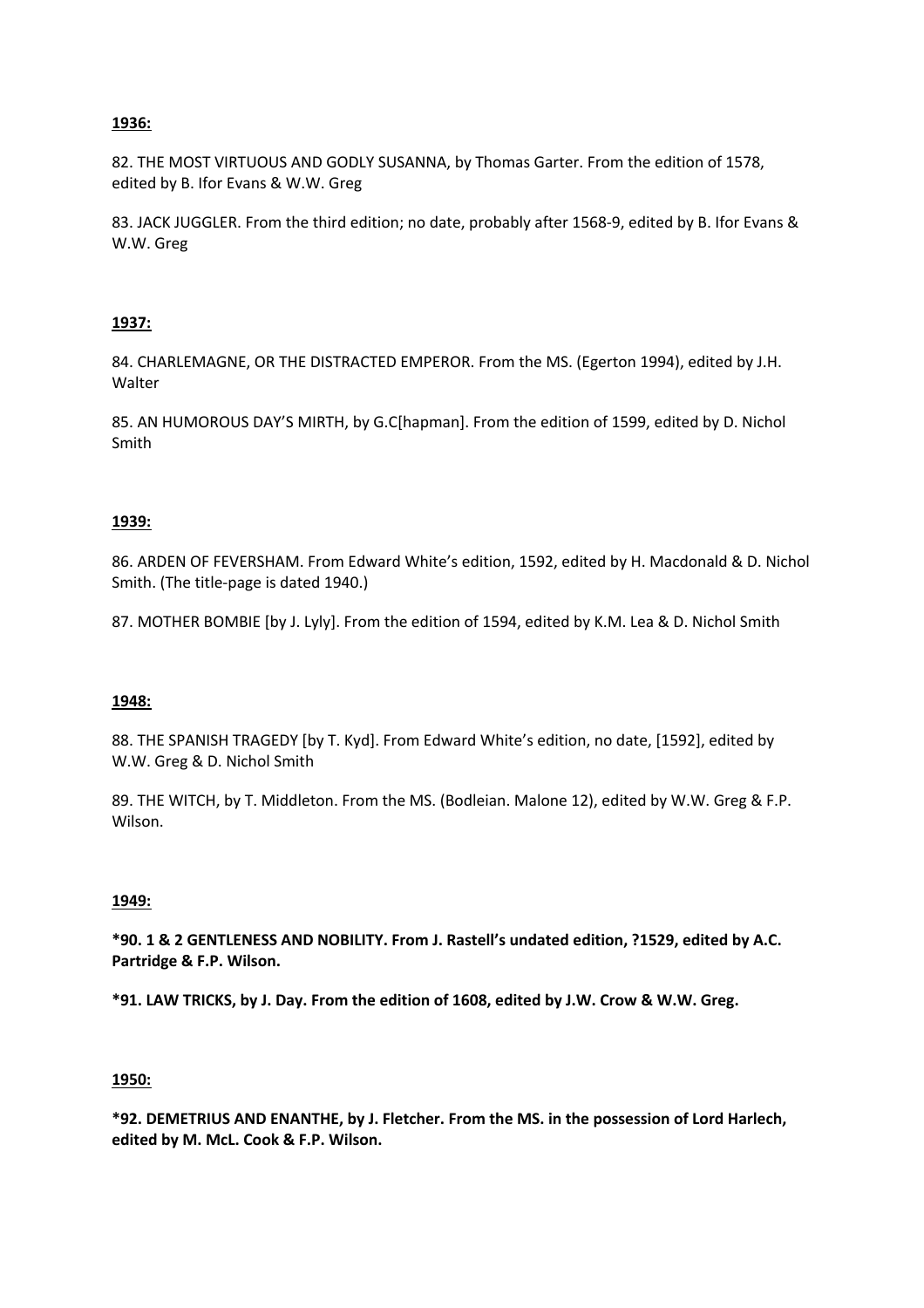**<u>1936:</u>**

82. THE MOST VIRTUOUS AND GODLY SUSANNA, by Thomas Garter. From the edition of 1578, edited by B. Ifor Evans & W.W. Greg

83. JACK JUGGLER. From the third edition; no date, probably after 1568-9, edited by B. Ifor Evans & W.W. Greg

**<u>1937:</u>**

84. CHARLEMAGNE, OR THE DISTRACTED EMPEROR. From the MS. (Egerton 1994), edited by J.H. Walter

85. AN HUMOROUS DAY'S MIRTH, by G.C[hapman]. From the edition of 1599, edited by D. Nichol Smith

**<u>1939:</u>**

86. ARDEN OF FEVERSHAM. From Edward White's edition, 1592, edited by H. Macdonald & D. Nichol Smith. (The title-page is dated 1940.)

87. MOTHER BOMBIE [by J. Lyly]. From the edition of 1594, edited by K.M. Lea & D. Nichol Smith

**<u>1948:</u>**

88. THE SPANISH TRAGEDY [by T. Kyd]. From Edward White's edition, no date, [1592], edited by W.W. Greg & D. Nichol Smith

89. THE WITCH, by T. Middleton. From the MS. (Bodleian. Malone 12), edited by W.W. Greg & F.P. Wilson.

**<u>1949:</u>**

**\*90. 1 & 2 GENTLENESS AND NOBILITY. From J. Rastell's undated edition, ?1529, edited by A.C. Partridge & F.P. Wilson.**

**\*91. LAW TRICKS, by J. Day. From the edition of 1608, edited by J.W. Crow & W.W. Greg.**

**<u>1950:</u>**

**\*92. DEMETRIUS AND ENANTHE, by J. Fletcher. From the MS. in the possession of Lord Harlech, edited by M. McL. Cook & F.P. Wilson.**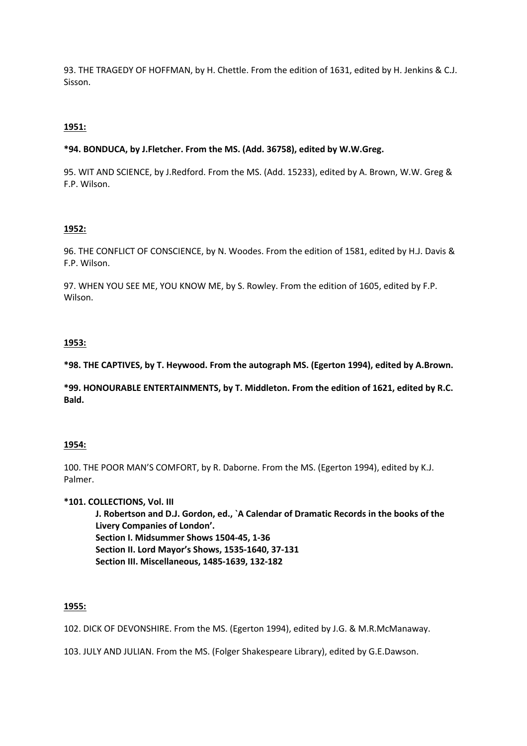93. THE TRAGEDY OF HOFFMAN, by H. Chettle. From the edition of 1631, edited by H. Jenkins & C.J. Sisson.

**1951:**

**\*94. BONDUCA, by J.Fletcher. From the MS. (Add. 36758), edited by W.W.Greg.**

95. WIT AND SCIENCE, by J.Redford. From the MS. (Add. 15233), edited by A. Brown, W.W. Greg & F.P. Wilson.

**1952:**

96. THE CONFLICT OF CONSCIENCE, by N. Woodes. From the edition of 1581, edited by H.J. Davis & F.P. Wilson.

97. WHEN YOU SEE ME, YOU KNOW ME, by S. Rowley. From the edition of 1605, edited by F.P. Wilson.

**1953:**

**\*98. THE CAPTIVES, by T. Heywood. From the autograph MS. (Egerton 1994), edited by A.Brown.**

**\*99. HONOURABLE ENTERTAINMENTS, by T. Middleton. From the edition of 1621, edited by R.C. Bald.**

**1954:**

100. THE POOR MAN'S COMFORT, by R. Daborne. From the MS. (Egerton 1994), edited by K.J. Palmer.

**\*101. COLLECTIONS, Vol. III**

> **J. Robertson and D.J. Gordon, ed., `A Calendar of Dramatic Records in the books of the Livery Companies of London'.**
> **Section I. Midsummer Shows 1504-45, 1-36**
> **Section II. Lord Mayor's Shows, 1535-1640, 37-131**
> **Section III. Miscellaneous, 1485-1639, 132-182**

**1955:**

102. DICK OF DEVONSHIRE. From the MS. (Egerton 1994), edited by J.G. & M.R.McManaway.

103. JULY AND JULIAN. From the MS. (Folger Shakespeare Library), edited by G.E.Dawson.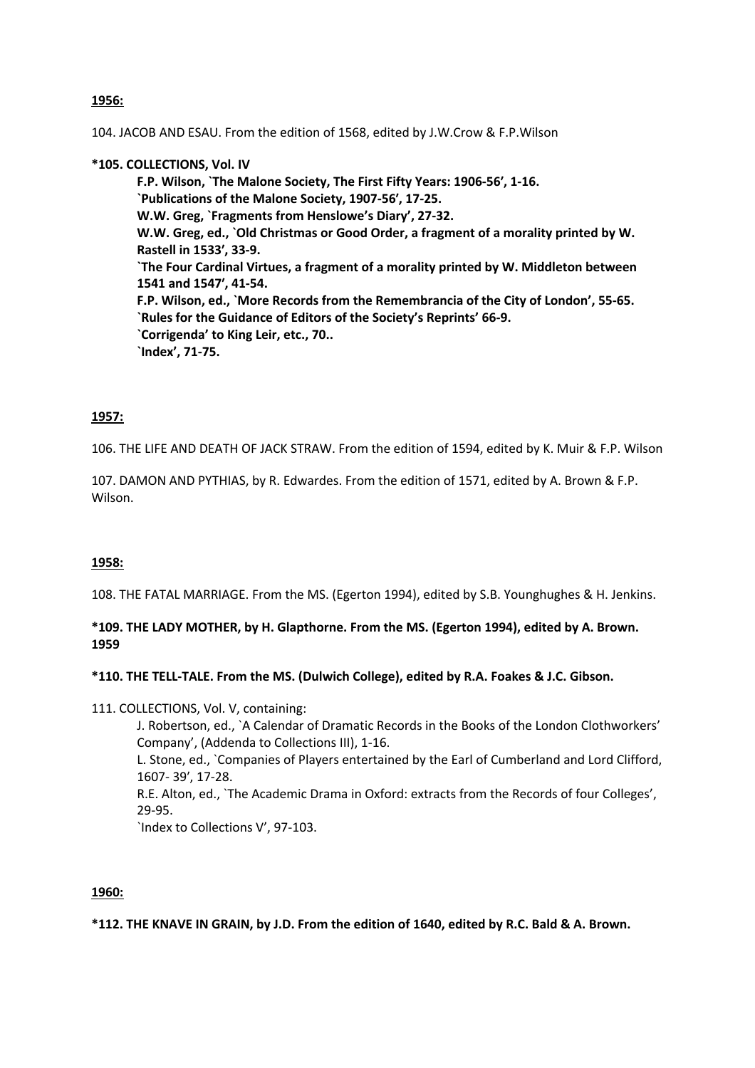**<u>1956:</u>**

104. JACOB AND ESAU. From the edition of 1568, edited by J.W.Crow & F.P.Wilson

**\*105. COLLECTIONS, Vol. IV**

> **F.P. Wilson, `The Malone Society, The First Fifty Years: 1906-56', 1-16.**
> **`Publications of the Malone Society, 1907-56', 17-25.**
> **W.W. Greg, `Fragments from Henslowe's Diary', 27-32.**
> **W.W. Greg, ed., `Old Christmas or Good Order, a fragment of a morality printed by W. Rastell in 1533', 33-9.**
> **`The Four Cardinal Virtues, a fragment of a morality printed by W. Middleton between 1541 and 1547', 41-54.**
> **F.P. Wilson, ed., `More Records from the Remembrancia of the City of London', 55-65.**
> **`Rules for the Guidance of Editors of the Society's Reprints' 66-9.**
> **`Corrigenda' to King Leir, etc., 70..**
> **`Index', 71-75.**

**<u>1957:</u>**

106. THE LIFE AND DEATH OF JACK STRAW. From the edition of 1594, edited by K. Muir & F.P. Wilson

107. DAMON AND PYTHIAS, by R. Edwardes. From the edition of 1571, edited by A. Brown & F.P. Wilson.

**<u>1958:</u>**

108. THE FATAL MARRIAGE. From the MS. (Egerton 1994), edited by S.B. Younghughes & H. Jenkins.

**\*109. THE LADY MOTHER, by H. Glapthorne. From the MS. (Egerton 1994), edited by A. Brown. 1959**

**\*110. THE TELL-TALE. From the MS. (Dulwich College), edited by R.A. Foakes & J.C. Gibson.**

111. COLLECTIONS, Vol. V, containing:

> J. Robertson, ed., `A Calendar of Dramatic Records in the Books of the London Clothworkers' Company', (Addenda to Collections III), 1-16.
> L. Stone, ed., `Companies of Players entertained by the Earl of Cumberland and Lord Clifford, 1607- 39', 17-28.
> R.E. Alton, ed., `The Academic Drama in Oxford: extracts from the Records of four Colleges', 29-95.
> `Index to Collections V', 97-103.

**<u>1960:</u>**

**\*112. THE KNAVE IN GRAIN, by J.D. From the edition of 1640, edited by R.C. Bald & A. Brown.**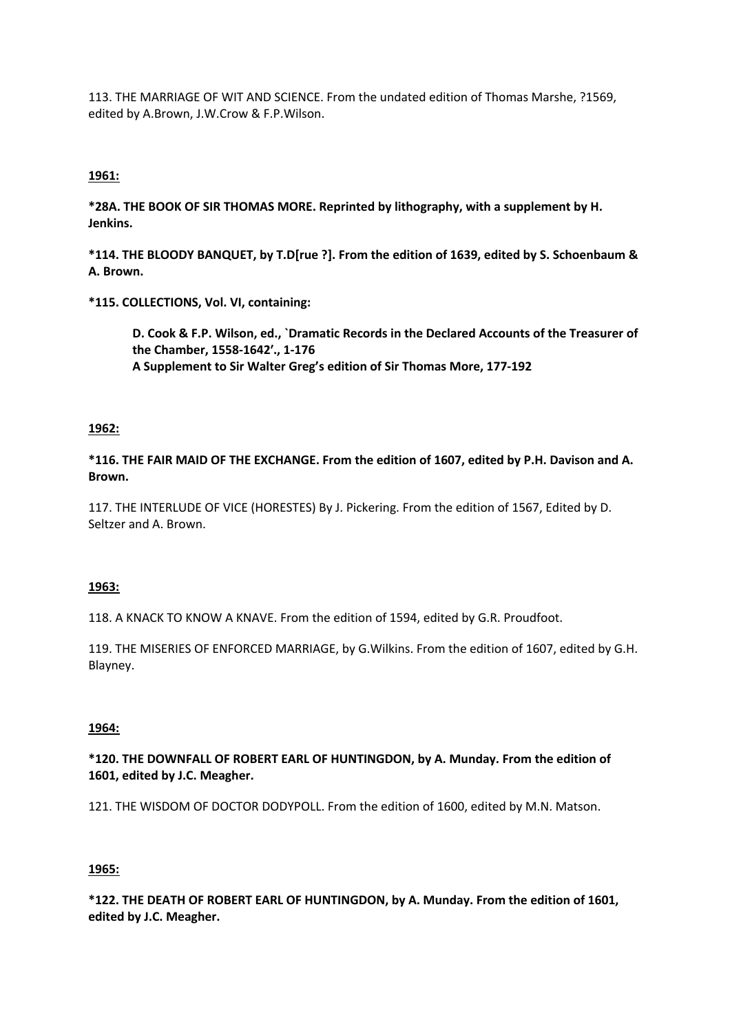113. THE MARRIAGE OF WIT AND SCIENCE. From the undated edition of Thomas Marshe, ?1569, edited by A.Brown, J.W.Crow & F.P.Wilson.

**1961:**

**\*28A. THE BOOK OF SIR THOMAS MORE. Reprinted by lithography, with a supplement by H. Jenkins.**

**\*114. THE BLOODY BANQUET, by T.D[rue ?]. From the edition of 1639, edited by S. Schoenbaum & A. Brown.**

**\*115. COLLECTIONS, Vol. VI, containing:**

> **D. Cook & F.P. Wilson, ed., `Dramatic Records in the Declared Accounts of the Treasurer of the Chamber, 1558-1642'., 1-176**
> **A Supplement to Sir Walter Greg's edition of Sir Thomas More, 177-192**

**1962:**

**\*116. THE FAIR MAID OF THE EXCHANGE. From the edition of 1607, edited by P.H. Davison and A. Brown.**

117. THE INTERLUDE OF VICE (HORESTES) By J. Pickering. From the edition of 1567, Edited by D. Seltzer and A. Brown.

**1963:**

118. A KNACK TO KNOW A KNAVE. From the edition of 1594, edited by G.R. Proudfoot.

119. THE MISERIES OF ENFORCED MARRIAGE, by G.Wilkins. From the edition of 1607, edited by G.H. Blayney.

**1964:**

**\*120. THE DOWNFALL OF ROBERT EARL OF HUNTINGDON, by A. Munday. From the edition of 1601, edited by J.C. Meagher.**

121. THE WISDOM OF DOCTOR DODYPOLL. From the edition of 1600, edited by M.N. Matson.

**1965:**

**\*122. THE DEATH OF ROBERT EARL OF HUNTINGDON, by A. Munday. From the edition of 1601, edited by J.C. Meagher.**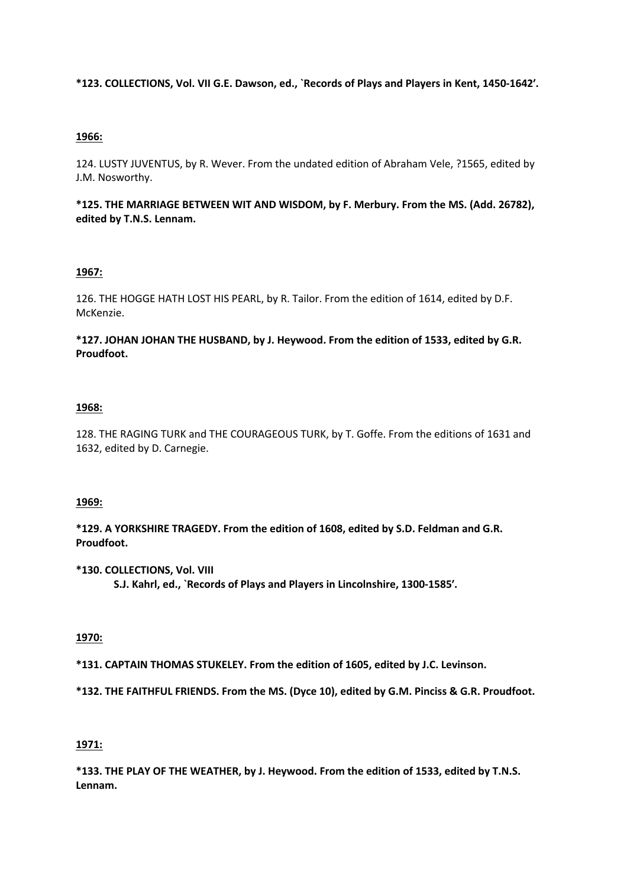**\*123. COLLECTIONS, Vol. VII G.E. Dawson, ed., `Records of Plays and Players in Kent, 1450-1642'.**

**1966:**

124. LUSTY JUVENTUS, by R. Wever. From the undated edition of Abraham Vele, ?1565, edited by J.M. Nosworthy.

**\*125. THE MARRIAGE BETWEEN WIT AND WISDOM, by F. Merbury. From the MS. (Add. 26782), edited by T.N.S. Lennam.**

**1967:**

126. THE HOGGE HATH LOST HIS PEARL, by R. Tailor. From the edition of 1614, edited by D.F. McKenzie.

**\*127. JOHAN JOHAN THE HUSBAND, by J. Heywood. From the edition of 1533, edited by G.R. Proudfoot.**

**1968:**

128. THE RAGING TURK and THE COURAGEOUS TURK, by T. Goffe. From the editions of 1631 and 1632, edited by D. Carnegie.

**1969:**

**\*129. A YORKSHIRE TRAGEDY. From the edition of 1608, edited by S.D. Feldman and G.R. Proudfoot.**

**\*130. COLLECTIONS, Vol. VIII**
**S.J. Kahrl, ed., `Records of Plays and Players in Lincolnshire, 1300-1585'.**

**1970:**

**\*131. CAPTAIN THOMAS STUKELEY. From the edition of 1605, edited by J.C. Levinson.**

**\*132. THE FAITHFUL FRIENDS. From the MS. (Dyce 10), edited by G.M. Pinciss & G.R. Proudfoot.**

**1971:**

**\*133. THE PLAY OF THE WEATHER, by J. Heywood. From the edition of 1533, edited by T.N.S. Lennam.**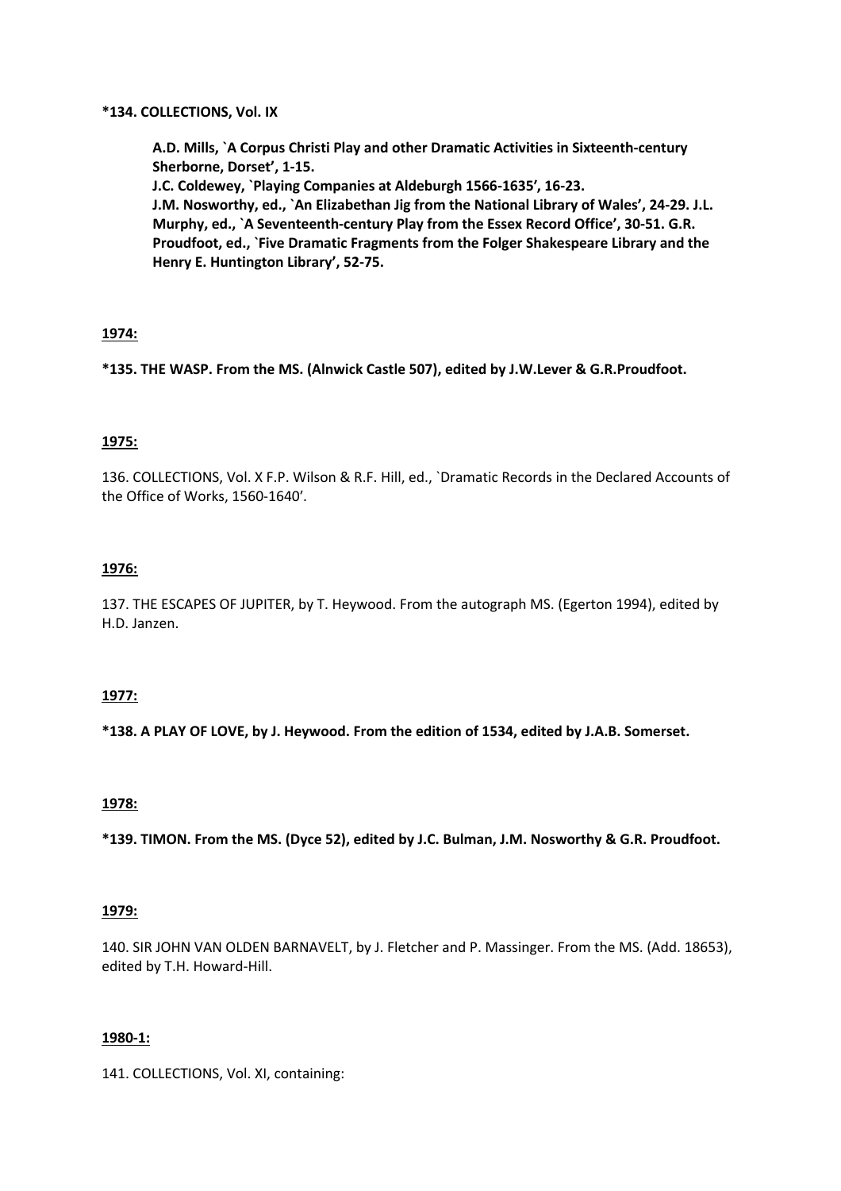**\*134. COLLECTIONS, Vol. IX**

> **A.D. Mills, `A Corpus Christi Play and other Dramatic Activities in Sixteenth-century Sherborne, Dorset', 1-15.**
> **J.C. Coldewey, `Playing Companies at Aldeburgh 1566-1635', 16-23.**
> **J.M. Nosworthy, ed., `An Elizabethan Jig from the National Library of Wales', 24-29. J.L. Murphy, ed., `A Seventeenth-century Play from the Essex Record Office', 30-51. G.R. Proudfoot, ed., `Five Dramatic Fragments from the Folger Shakespeare Library and the Henry E. Huntington Library', 52-75.**

<u>**1974:**</u>

**\*135. THE WASP. From the MS. (Alnwick Castle 507), edited by J.W.Lever & G.R.Proudfoot.**

<u>**1975:**</u>

136. COLLECTIONS, Vol. X F.P. Wilson & R.F. Hill, ed., `Dramatic Records in the Declared Accounts of the Office of Works, 1560-1640'.

<u>**1976:**</u>

137. THE ESCAPES OF JUPITER, by T. Heywood. From the autograph MS. (Egerton 1994), edited by H.D. Janzen.

<u>**1977:**</u>

**\*138. A PLAY OF LOVE, by J. Heywood. From the edition of 1534, edited by J.A.B. Somerset.**

<u>**1978:**</u>

**\*139. TIMON. From the MS. (Dyce 52), edited by J.C. Bulman, J.M. Nosworthy & G.R. Proudfoot.**

<u>**1979:**</u>

140. SIR JOHN VAN OLDEN BARNAVELT, by J. Fletcher and P. Massinger. From the MS. (Add. 18653), edited by T.H. Howard-Hill.

<u>**1980-1:**</u>

141. COLLECTIONS, Vol. XI, containing: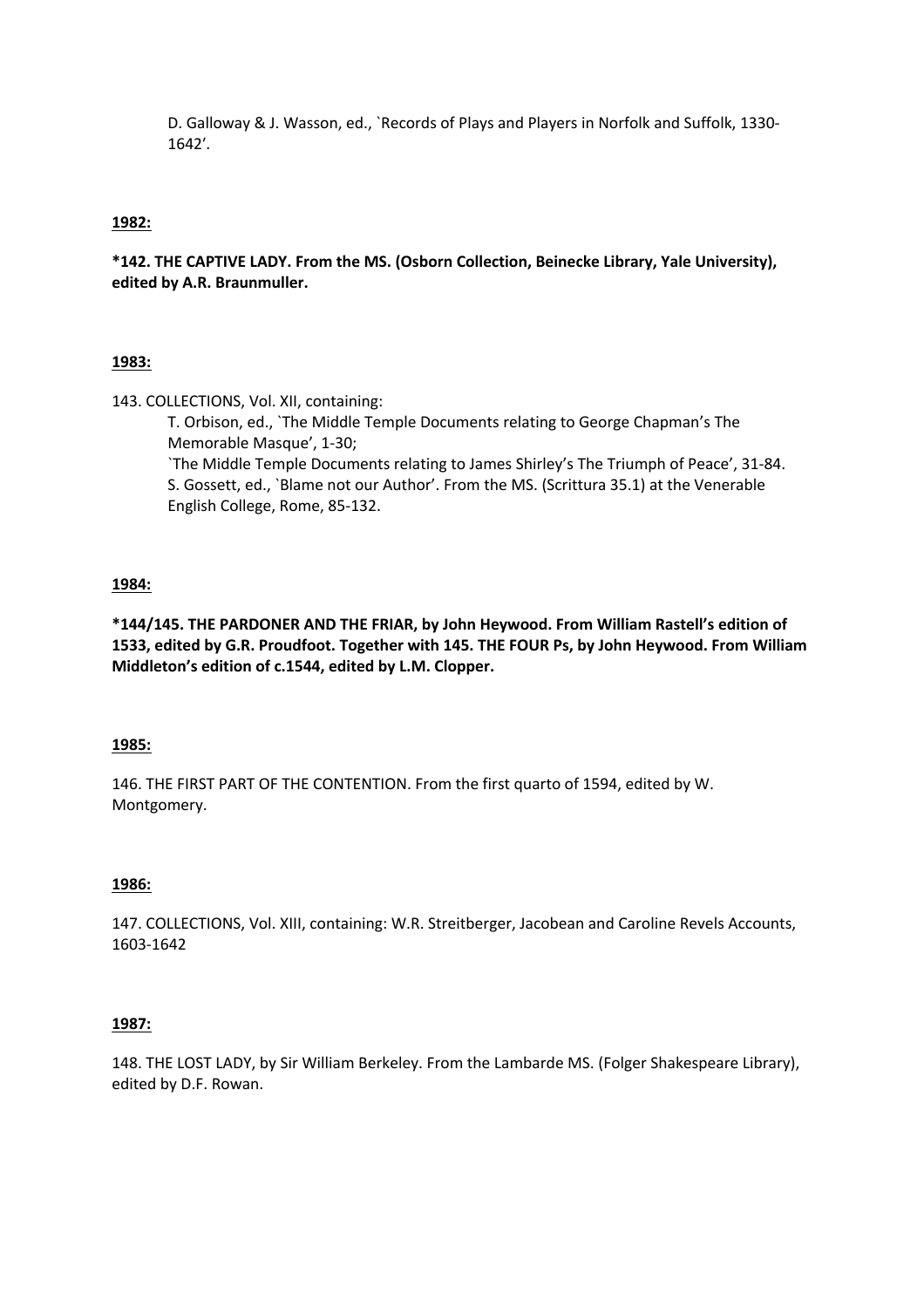D. Galloway & J. Wasson, ed., `Records of Plays and Players in Norfolk and Suffolk, 1330-1642'.

**1982:**

**\*142. THE CAPTIVE LADY. From the MS. (Osborn Collection, Beinecke Library, Yale University), edited by A.R. Braunmuller.**

**1983:**

143. COLLECTIONS, Vol. XII, containing:

T. Orbison, ed., `The Middle Temple Documents relating to George Chapman's The Memorable Masque', 1-30;
`The Middle Temple Documents relating to James Shirley's The Triumph of Peace', 31-84.
S. Gossett, ed., `Blame not our Author'. From the MS. (Scrittura 35.1) at the Venerable English College, Rome, 85-132.

**1984:**

**\*144/145. THE PARDONER AND THE FRIAR, by John Heywood. From William Rastell's edition of 1533, edited by G.R. Proudfoot. Together with 145. THE FOUR Ps, by John Heywood. From William Middleton's edition of c.1544, edited by L.M. Clopper.**

**1985:**

146. THE FIRST PART OF THE CONTENTION. From the first quarto of 1594, edited by W. Montgomery.

**1986:**

147. COLLECTIONS, Vol. XIII, containing: W.R. Streitberger, Jacobean and Caroline Revels Accounts, 1603-1642

**1987:**

148. THE LOST LADY, by Sir William Berkeley. From the Lambarde MS. (Folger Shakespeare Library), edited by D.F. Rowan.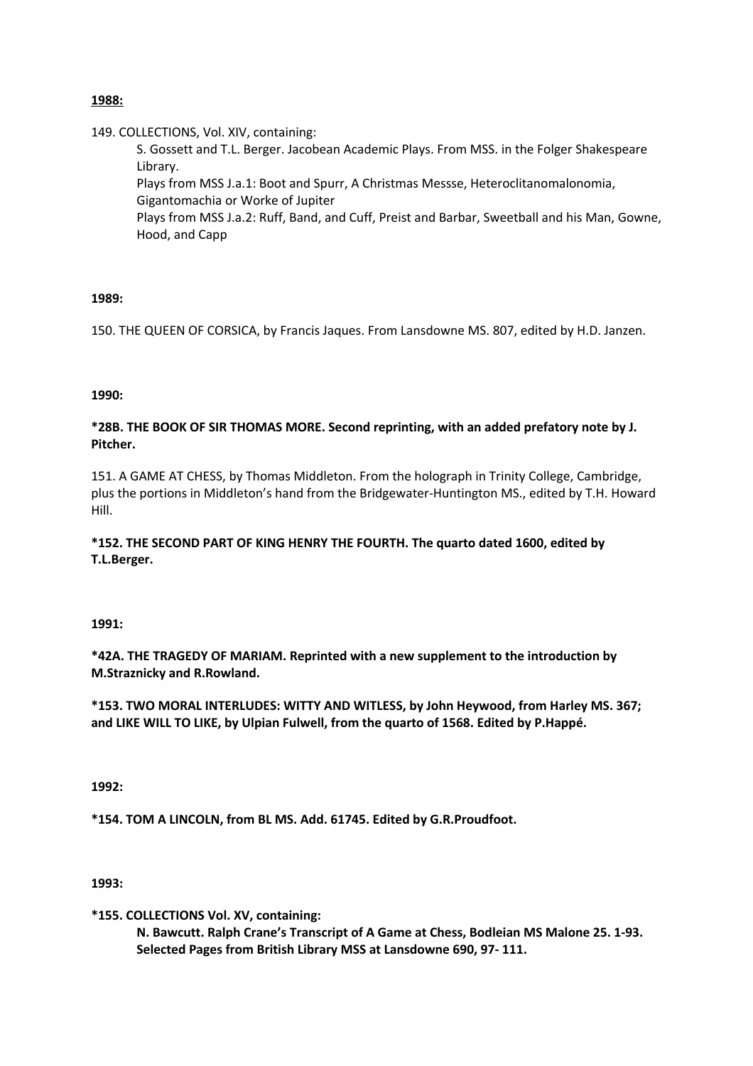**1988:**

149. COLLECTIONS, Vol. XIV, containing:

S. Gossett and T.L. Berger. Jacobean Academic Plays. From MSS. in the Folger Shakespeare Library.
Plays from MSS J.a.1: Boot and Spurr, A Christmas Messse, Heteroclitanomalonomia, Gigantomachia or Worke of Jupiter
Plays from MSS J.a.2: Ruff, Band, and Cuff, Preist and Barbar, Sweetball and his Man, Gowne, Hood, and Capp

**1989:**

150. THE QUEEN OF CORSICA, by Francis Jaques. From Lansdowne MS. 807, edited by H.D. Janzen.

**1990:**

**\*28B. THE BOOK OF SIR THOMAS MORE. Second reprinting, with an added prefatory note by J. Pitcher.**

151. A GAME AT CHESS, by Thomas Middleton. From the holograph in Trinity College, Cambridge, plus the portions in Middleton's hand from the Bridgewater-Huntington MS., edited by T.H. Howard Hill.

**\*152. THE SECOND PART OF KING HENRY THE FOURTH. The quarto dated 1600, edited by T.L.Berger.**

**1991:**

**\*42A. THE TRAGEDY OF MARIAM. Reprinted with a new supplement to the introduction by M.Straznicky and R.Rowland.**

**\*153. TWO MORAL INTERLUDES: WITTY AND WITLESS, by John Heywood, from Harley MS. 367; and LIKE WILL TO LIKE, by Ulpian Fulwell, from the quarto of 1568. Edited by P.Happé.**

**1992:**

**\*154. TOM A LINCOLN, from BL MS. Add. 61745. Edited by G.R.Proudfoot.**

**1993:**

**\*155. COLLECTIONS Vol. XV, containing:**

**N. Bawcutt. Ralph Crane's Transcript of A Game at Chess, Bodleian MS Malone 25. 1-93.**
**Selected Pages from British Library MSS at Lansdowne 690, 97- 111.**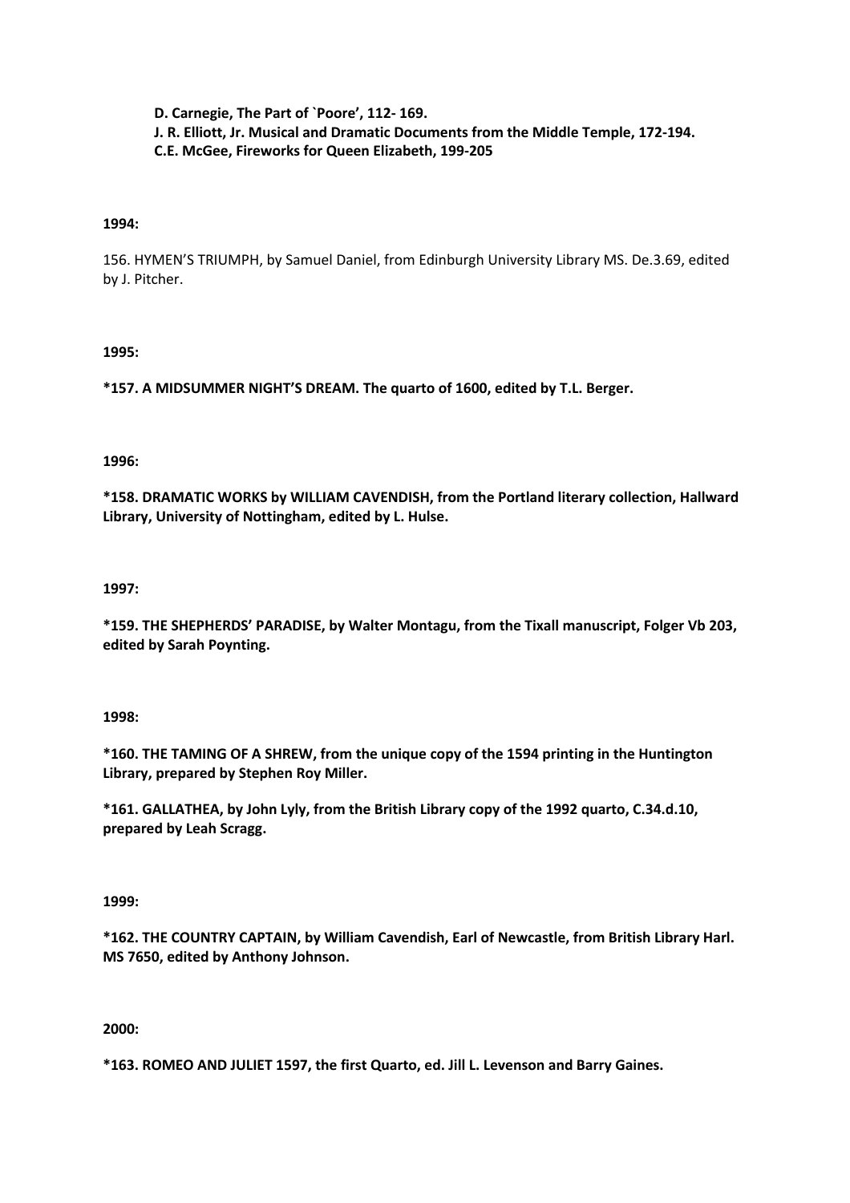**D. Carnegie, The Part of `Poore', 112- 169.**
**J. R. Elliott, Jr. Musical and Dramatic Documents from the Middle Temple, 172-194.**
**C.E. McGee, Fireworks for Queen Elizabeth, 199-205**

**1994:**

156. HYMEN'S TRIUMPH, by Samuel Daniel, from Edinburgh University Library MS. De.3.69, edited by J. Pitcher.

**1995:**

**\*157. A MIDSUMMER NIGHT'S DREAM. The quarto of 1600, edited by T.L. Berger.**

**1996:**

**\*158. DRAMATIC WORKS by WILLIAM CAVENDISH, from the Portland literary collection, Hallward Library, University of Nottingham, edited by L. Hulse.**

**1997:**

**\*159. THE SHEPHERDS' PARADISE, by Walter Montagu, from the Tixall manuscript, Folger Vb 203, edited by Sarah Poynting.**

**1998:**

**\*160. THE TAMING OF A SHREW, from the unique copy of the 1594 printing in the Huntington Library, prepared by Stephen Roy Miller.**

**\*161. GALLATHEA, by John Lyly, from the British Library copy of the 1992 quarto, C.34.d.10, prepared by Leah Scragg.**

**1999:**

**\*162. THE COUNTRY CAPTAIN, by William Cavendish, Earl of Newcastle, from British Library Harl. MS 7650, edited by Anthony Johnson.**

**2000:**

**\*163. ROMEO AND JULIET 1597, the first Quarto, ed. Jill L. Levenson and Barry Gaines.**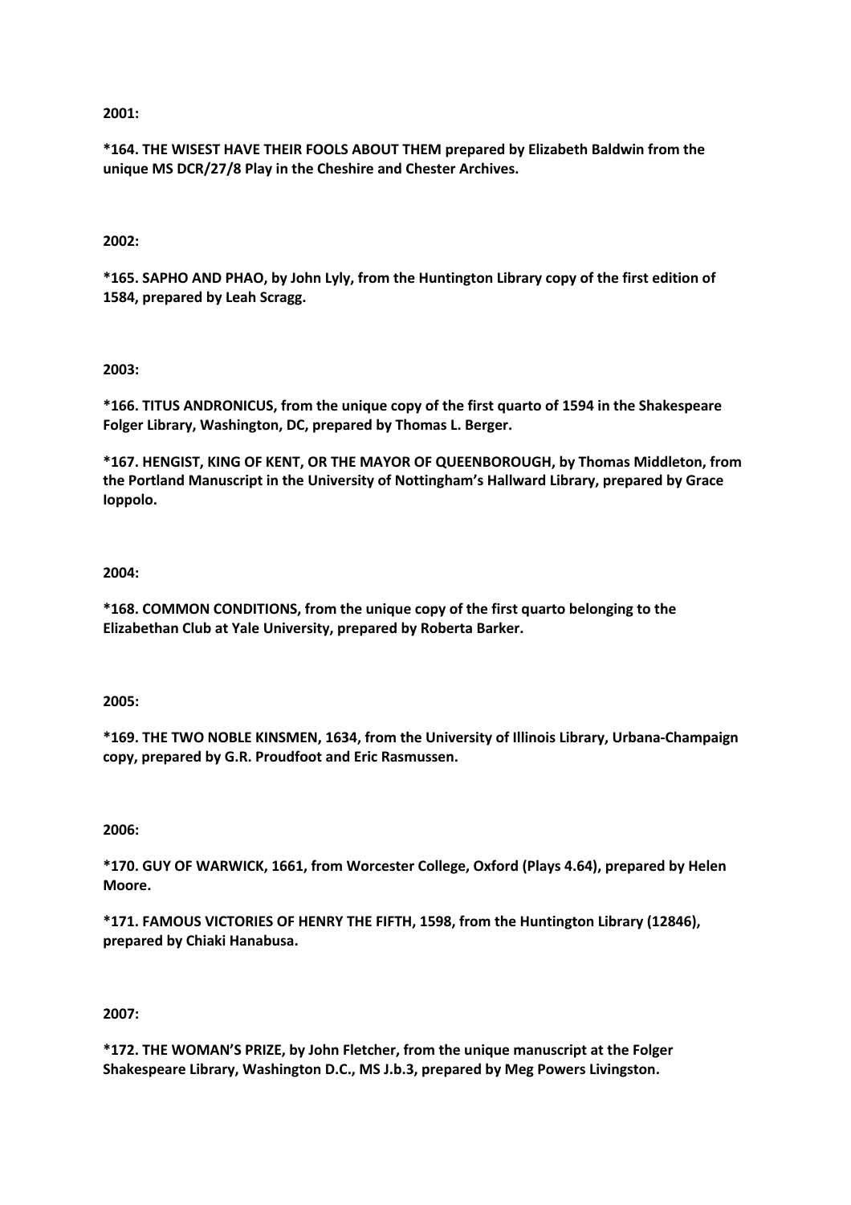**2001:**

**\*164. THE WISEST HAVE THEIR FOOLS ABOUT THEM prepared by Elizabeth Baldwin from the unique MS DCR/27/8 Play in the Cheshire and Chester Archives.**

**2002:**

**\*165. SAPHO AND PHAO, by John Lyly, from the Huntington Library copy of the first edition of 1584, prepared by Leah Scragg.**

**2003:**

**\*166. TITUS ANDRONICUS, from the unique copy of the first quarto of 1594 in the Shakespeare Folger Library, Washington, DC, prepared by Thomas L. Berger.**

**\*167. HENGIST, KING OF KENT, OR THE MAYOR OF QUEENBOROUGH, by Thomas Middleton, from the Portland Manuscript in the University of Nottingham's Hallward Library, prepared by Grace Ioppolo.**

**2004:**

**\*168. COMMON CONDITIONS, from the unique copy of the first quarto belonging to the Elizabethan Club at Yale University, prepared by Roberta Barker.**

**2005:**

**\*169. THE TWO NOBLE KINSMEN, 1634, from the University of Illinois Library, Urbana-Champaign copy, prepared by G.R. Proudfoot and Eric Rasmussen.**

**2006:**

**\*170. GUY OF WARWICK, 1661, from Worcester College, Oxford (Plays 4.64), prepared by Helen Moore.**

**\*171. FAMOUS VICTORIES OF HENRY THE FIFTH, 1598, from the Huntington Library (12846), prepared by Chiaki Hanabusa.**

**2007:**

**\*172. THE WOMAN'S PRIZE, by John Fletcher, from the unique manuscript at the Folger Shakespeare Library, Washington D.C., MS J.b.3, prepared by Meg Powers Livingston.**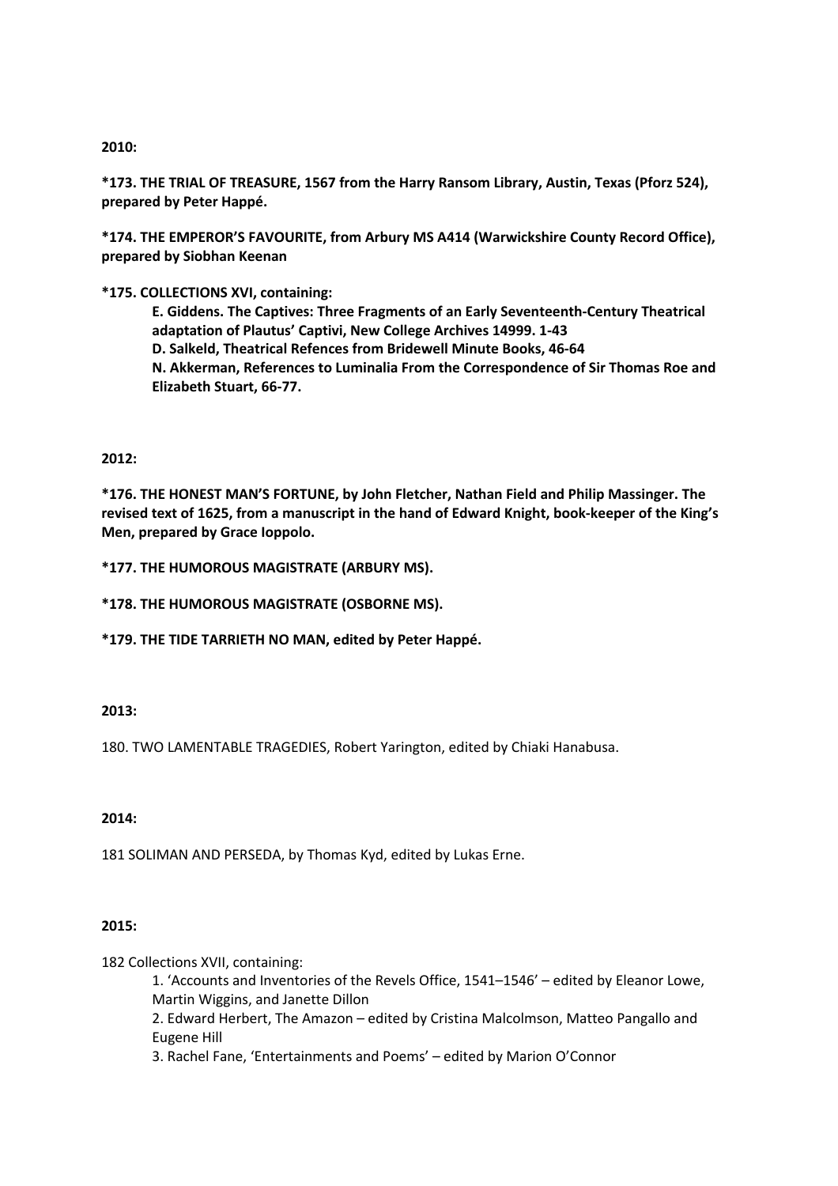**2010:**

**\*173. THE TRIAL OF TREASURE, 1567 from the Harry Ransom Library, Austin, Texas (Pforz 524), prepared by Peter Happé.**

**\*174. THE EMPEROR'S FAVOURITE, from Arbury MS A414 (Warwickshire County Record Office), prepared by Siobhan Keenan**

**\*175. COLLECTIONS XVI, containing:**

> **E. Giddens. The Captives: Three Fragments of an Early Seventeenth-Century Theatrical adaptation of Plautus' Captivi, New College Archives 14999. 1-43**
> **D. Salkeld, Theatrical Refences from Bridewell Minute Books, 46-64**
> **N. Akkerman, References to Luminalia From the Correspondence of Sir Thomas Roe and Elizabeth Stuart, 66-77.**

**2012:**

**\*176. THE HONEST MAN'S FORTUNE, by John Fletcher, Nathan Field and Philip Massinger. The revised text of 1625, from a manuscript in the hand of Edward Knight, book-keeper of the King's Men, prepared by Grace Ioppolo.**

**\*177. THE HUMOROUS MAGISTRATE (ARBURY MS).**

**\*178. THE HUMOROUS MAGISTRATE (OSBORNE MS).**

**\*179. THE TIDE TARRIETH NO MAN, edited by Peter Happé.**

**2013:**

180. TWO LAMENTABLE TRAGEDIES, Robert Yarington, edited by Chiaki Hanabusa.

**2014:**

181 SOLIMAN AND PERSEDA, by Thomas Kyd, edited by Lukas Erne.

**2015:**

182 Collections XVII, containing:

> 1. 'Accounts and Inventories of the Revels Office, 1541–1546' – edited by Eleanor Lowe, Martin Wiggins, and Janette Dillon
> 2. Edward Herbert, The Amazon – edited by Cristina Malcolmson, Matteo Pangallo and Eugene Hill
> 3. Rachel Fane, 'Entertainments and Poems' – edited by Marion O'Connor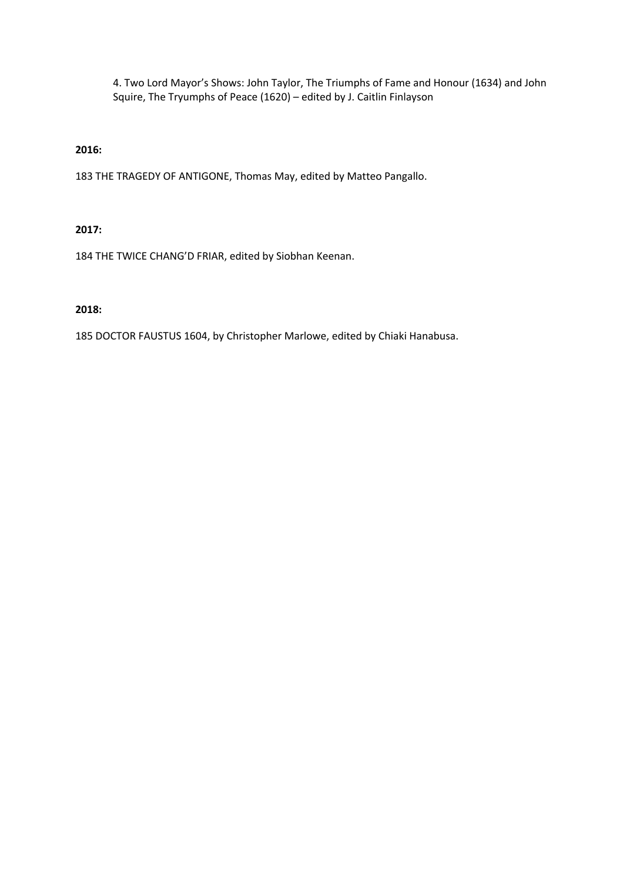4. Two Lord Mayor's Shows: John Taylor, The Triumphs of Fame and Honour (1634) and John Squire, The Tryumphs of Peace (1620) – edited by J. Caitlin Finlayson

**2016:**

183 THE TRAGEDY OF ANTIGONE, Thomas May, edited by Matteo Pangallo.

**2017:**

184 THE TWICE CHANG'D FRIAR, edited by Siobhan Keenan.

**2018:**

185 DOCTOR FAUSTUS 1604, by Christopher Marlowe, edited by Chiaki Hanabusa.